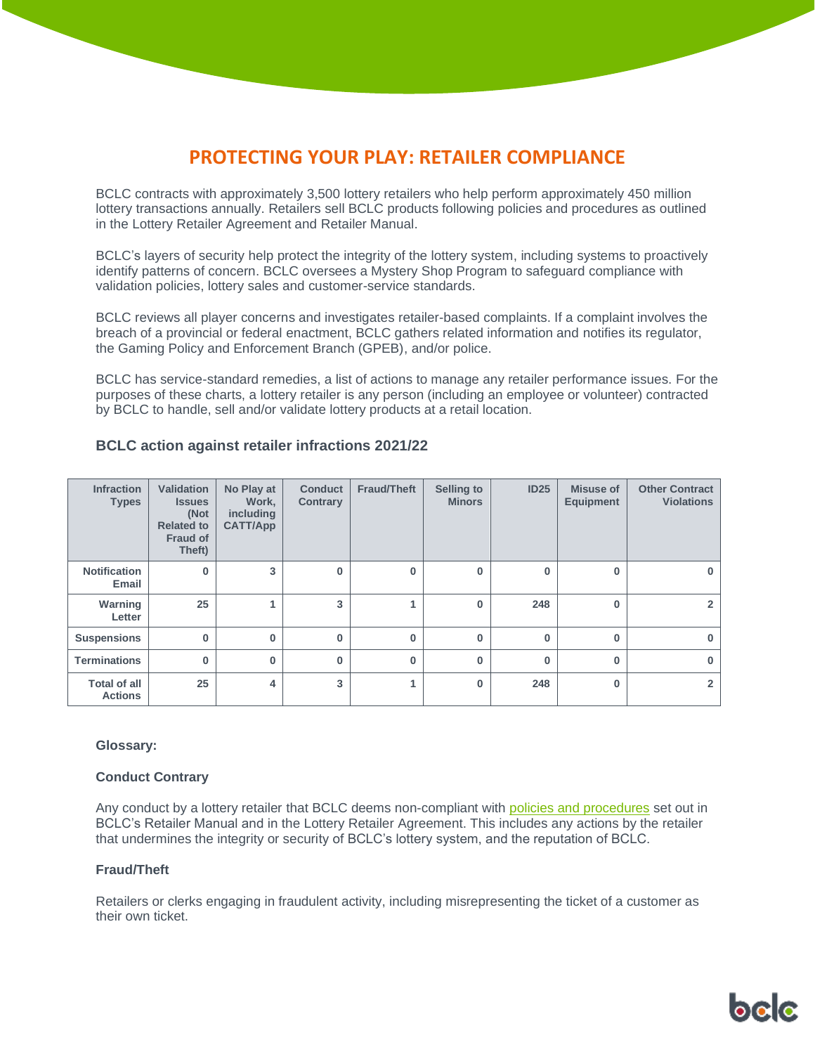# PROTECTING YOUR PLAY: RETAILER COMPLIANCE

BCLC contracts with approximately 3,500 lottery retailers who help perform approximately 450 million lottery transactions annually. Retailers sell BCLC products following policies and procedures as outlined in the Lottery Retailer Agreement and Retailer Manual.

BCLC's layers of security help protect the integrity of the lottery system, including systems to proactively identify patterns of concern. BCLC oversees a Mystery Shop Program to safeguard compliance with validation policies, lottery sales and customer-service standards.

BCLC reviews all player concerns and investigates retailer-based complaints. If a complaint involves the breach of a provincial or federal enactment, BCLC gathers related information and notifies its regulator, the Gaming Policy and Enforcement Branch (GPEB), and/or police.

BCLC has service-standard remedies, a list of actions to manage any retailer performance issues. For the purposes of these charts, a lottery retailer is any person (including an employee or volunteer) contracted by BCLC to handle, sell and/or validate lottery products at a retail location.

### BCLC action against retailer infractions 2021/22

| Infraction Types | Validation Issues (Not Related to Fraud of Theft) | No Play at Work, including CATT/App | Conduct Contrary | Fraud/Theft | Selling to Minors | ID25 | Misuse of Equipment | Other Contract Violations |
|---|---|---|---|---|---|---|---|---|
| Notification Email | 0 | 3 | 0 | 0 | 0 | 0 | 0 | 0 |
| Warning Letter | 25 | 1 | 3 | 1 | 0 | 248 | 0 | 2 |
| Suspensions | 0 | 0 | 0 | 0 | 0 | 0 | 0 | 0 |
| Terminations | 0 | 0 | 0 | 0 | 0 | 0 | 0 | 0 |
| Total of all Actions | 25 | 4 | 3 | 1 | 0 | 248 | 0 | 2 |

**Glossary:**

**Conduct Contrary**

Any conduct by a lottery retailer that BCLC deems non-compliant with policies and procedures set out in BCLC's Retailer Manual and in the Lottery Retailer Agreement. This includes any actions by the retailer that undermines the integrity or security of BCLC's lottery system, and the reputation of BCLC.

**Fraud/Theft**

Retailers or clerks engaging in fraudulent activity, including misrepresenting the ticket of a customer as their own ticket.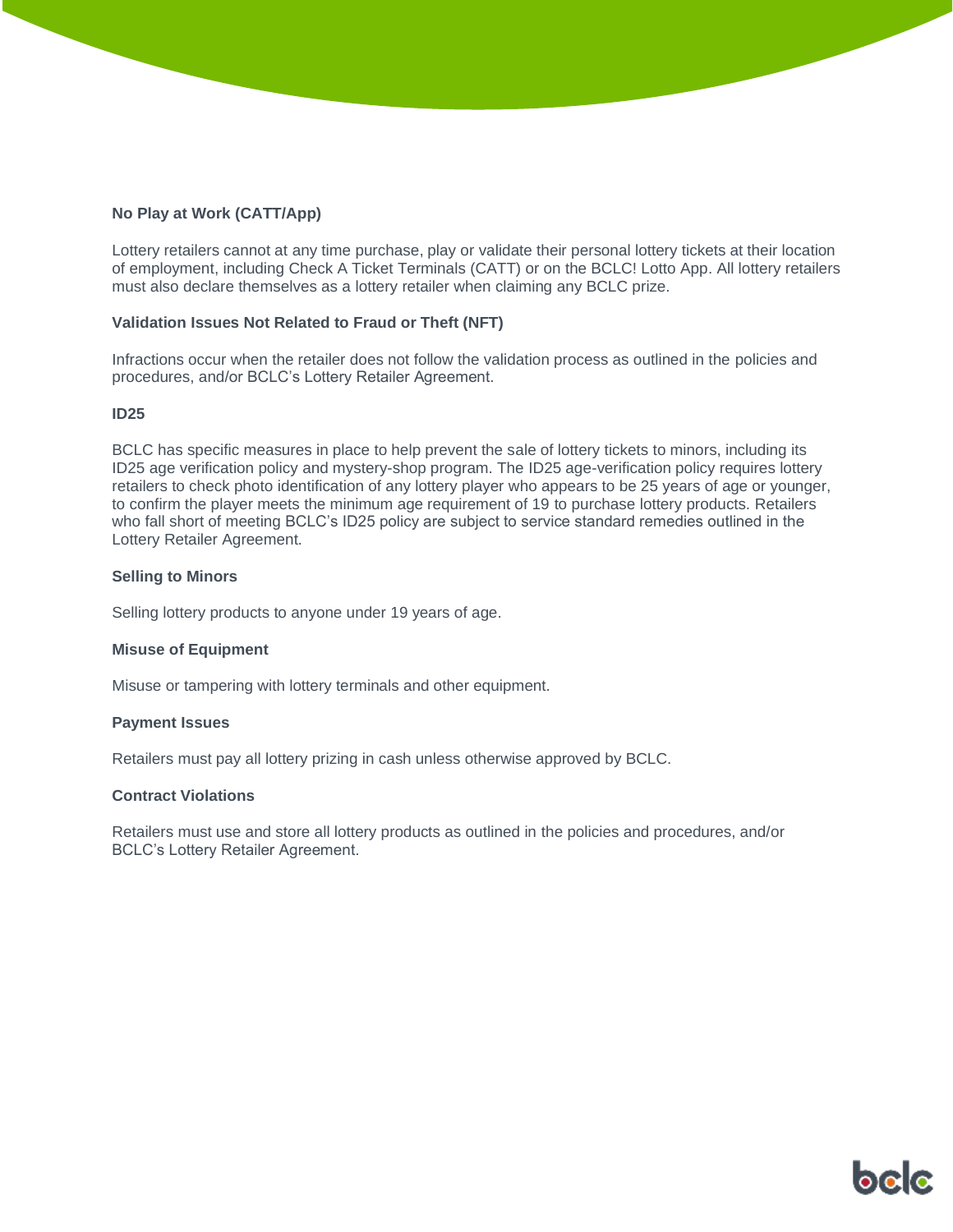**No Play at Work (CATT/App)**

Lottery retailers cannot at any time purchase, play or validate their personal lottery tickets at their location of employment, including Check A Ticket Terminals (CATT) or on the BCLC! Lotto App. All lottery retailers must also declare themselves as a lottery retailer when claiming any BCLC prize.

**Validation Issues Not Related to Fraud or Theft (NFT)**

Infractions occur when the retailer does not follow the validation process as outlined in the policies and procedures, and/or BCLC's Lottery Retailer Agreement.

**ID25**

BCLC has specific measures in place to help prevent the sale of lottery tickets to minors, including its ID25 age verification policy and mystery-shop program. The ID25 age-verification policy requires lottery retailers to check photo identification of any lottery player who appears to be 25 years of age or younger, to confirm the player meets the minimum age requirement of 19 to purchase lottery products. Retailers who fall short of meeting BCLC's ID25 policy are subject to service standard remedies outlined in the Lottery Retailer Agreement.

**Selling to Minors**

Selling lottery products to anyone under 19 years of age.

**Misuse of Equipment**

Misuse or tampering with lottery terminals and other equipment.

**Payment Issues**

Retailers must pay all lottery prizing in cash unless otherwise approved by BCLC.

**Contract Violations**

Retailers must use and store all lottery products as outlined in the policies and procedures, and/or BCLC's Lottery Retailer Agreement.